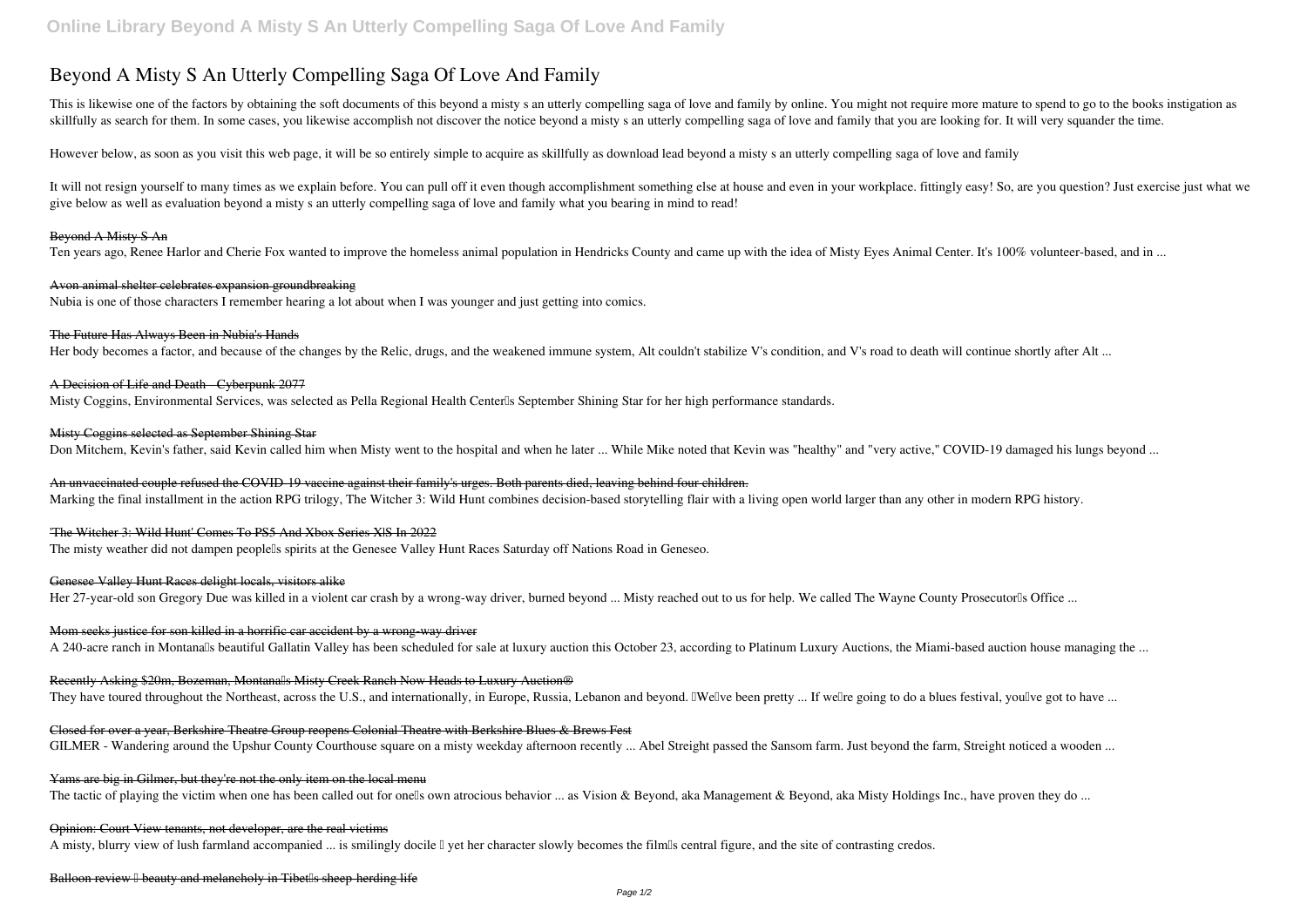# Beyond A Misty S An Utterly Compelling Saga Of Love And Family

This is likewise one of the factors by obtaining the soft documents of this beyond a misty s an utterly compelling saga of love and family by online. You might not require more mature to spend to go to the books instigation as skillfully as search for them. In some cases, you likewise accomplish not discover the notice beyond a misty s an utterly compelling saga of love and family that you are looking for. It will very squander the time.

However below, as soon as you visit this web page, it will be so entirely simple to acquire as skillfully as download lead beyond a misty s an utterly compelling saga of love and family

It will not resign yourself to many times as we explain before. You can pull off it even though accomplishment something else at house and even in your workplace. fittingly easy! So, are you question? Just exercise just what we give below as well as evaluation beyond a misty s an utterly compelling saga of love and family what you bearing in mind to read!

Beyond A Misty S An

Ten years ago, Renee Harlor and Cherie Fox wanted to improve the homeless animal population in Hendricks County and came up with the idea of Misty Eyes Animal Center. It's 100% volunteer-based, and in ...

Avon animal shelter celebrates expansion groundbreaking

Nubia is one of those characters I remember hearing a lot about when I was younger and just getting into comics.

The Future Has Always Been in Nubia's Hands

Her body becomes a factor, and because of the changes by the Relic, drugs, and the weakened immune system, Alt couldn't stabilize V's condition, and V's road to death will continue shortly after Alt ...

A Decision of Life and Death - Cyberpunk 2077

Misty Coggins, Environmental Services, was selected as Pella Regional Health Center's September Shining Star for her high performance standards.

Misty Coggins selected as September Shining Star

Don Mitchem, Kevin's father, said Kevin called him when Misty went to the hospital and when he later ... While Mike noted that Kevin was "healthy" and "very active," COVID-19 damaged his lungs beyond ...

An unvaccinated couple refused the COVID-19 vaccine against their family's urges. Both parents died, leaving behind four children.

Marking the final installment in the action RPG trilogy, The Witcher 3: Wild Hunt combines decision-based storytelling flair with a living open world larger than any other in modern RPG history.

'The Witcher 3: Wild Hunt' Comes To PS5 And Xbox Series X|S In 2022

The misty weather did not dampen people's spirits at the Genesee Valley Hunt Races Saturday off Nations Road in Geneseo.

Genesee Valley Hunt Races delight locals, visitors alike

Her 27-year-old son Gregory Due was killed in a violent car crash by a wrong-way driver, burned beyond ... Misty reached out to us for help. We called The Wayne County Prosecutor's Office ...

Mom seeks justice for son killed in a horrific car accident by a wrong-way driver

A 240-acre ranch in Montana's beautiful Gallatin Valley has been scheduled for sale at luxury auction this October 23, according to Platinum Luxury Auctions, the Miami-based auction house managing the ...

Recently Asking $20m, Bozeman, Montana's Misty Creek Ranch Now Heads to Luxury Auction®

They have toured throughout the Northeast, across the U.S., and internationally, in Europe, Russia, Lebanon and beyond. "We've been pretty ... If we're going to do a blues festival, you've got to have ...

Closed for over a year, Berkshire Theatre Group reopens Colonial Theatre with Berkshire Blues & Brews Fest

GILMER - Wandering around the Upshur County Courthouse square on a misty weekday afternoon recently ... Abel Streight passed the Sansom farm. Just beyond the farm, Streight noticed a wooden ...

Yams are big in Gilmer, but they're not the only item on the local menu

The tactic of playing the victim when one has been called out for one's own atrocious behavior ... as Vision & Beyond, aka Management & Beyond, aka Misty Holdings Inc., have proven they do ...

Opinion: Court View tenants, not developer, are the real victims

A misty, blurry view of lush farmland accompanied ... is smilingly docile – yet her character slowly becomes the film's central figure, and the site of contrasting credos.

Balloon review – beauty and melancholy in Tibet's sheep-herding life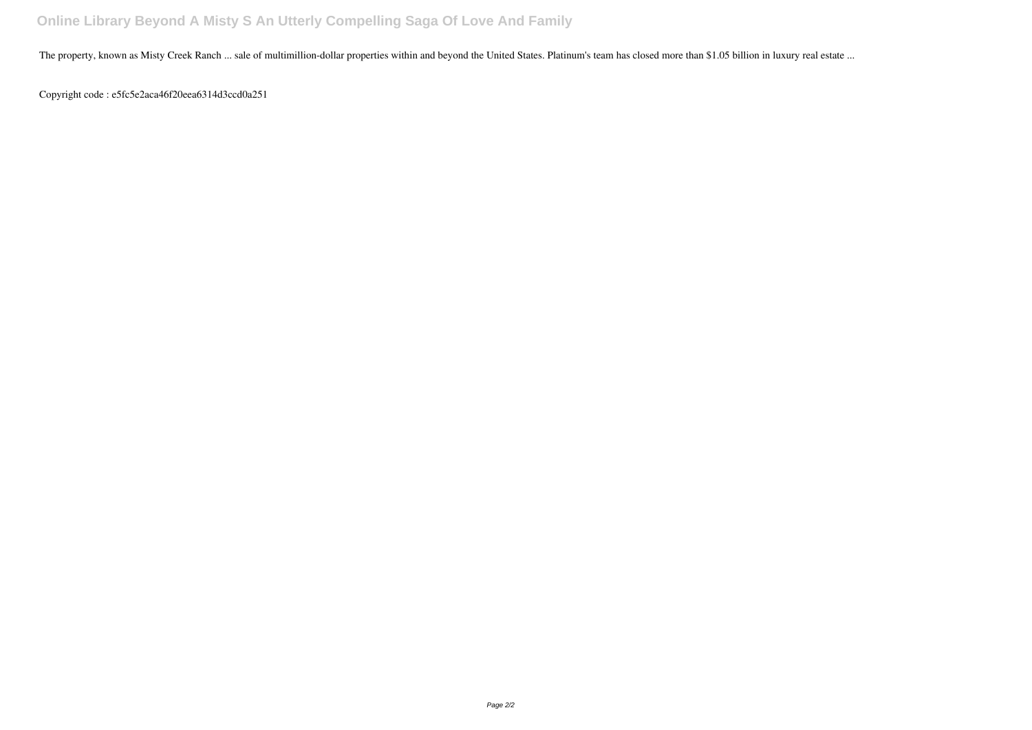The property, known as Misty Creek Ranch ... sale of multimillion-dollar properties within and beyond the United States. Platinum's team has closed more than $1.05 billion in luxury real estate ...

Copyright code : e5fc5e2aca46f20eea6314d3ccd0a251